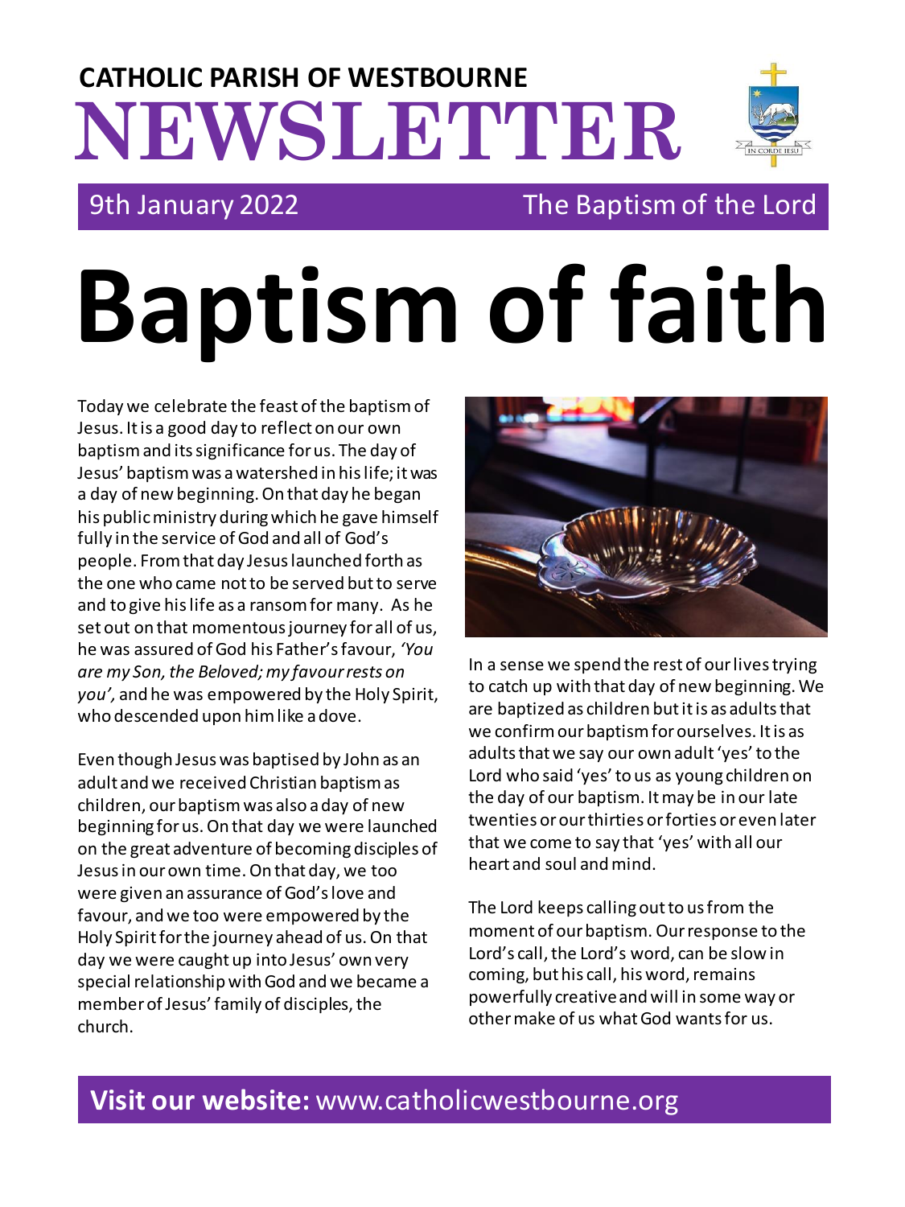# CATHOLIC PARISH OF WESTBOURNE NEWSLETTER

9th January 2022 — The Baptism of the Lord

# Baptism of faith

Today we celebrate the feast of the baptism of Jesus. It is a good day to reflect on our own baptism and its significance for us. The day of Jesus' baptism was a watershed in his life; it was a day of new beginning. On that day he began his public ministry during which he gave himself fully in the service of God and all of God's people. From that day Jesus launched forth as the one who came not to be served but to serve and to give his life as a ransom for many. As he set out on that momentous journey for all of us, he was assured of God his Father's favour, *'You are my Son, the Beloved; my favour rests on you'*, and he was empowered by the Holy Spirit, who descended upon him like a dove.

Even though Jesus was baptised by John as an adult and we received Christian baptism as children, our baptism was also a day of new beginning for us. On that day we were launched on the great adventure of becoming disciples of Jesus in our own time. On that day, we too were given an assurance of God's love and favour, and we too were empowered by the Holy Spirit for the journey ahead of us. On that day we were caught up into Jesus' own very special relationship with God and we became a member of Jesus' family of disciples, the church.

In a sense we spend the rest of our lives trying to catch up with that day of new beginning. We are baptized as children but it is as adults that we confirm our baptism for ourselves. It is as adults that we say our own adult 'yes' to the Lord who said 'yes' to us as young children on the day of our baptism. It may be in our late twenties or our thirties or forties or even later that we come to say that 'yes' with all our heart and soul and mind.

The Lord keeps calling out to us from the moment of our baptism. Our response to the Lord's call, the Lord's word, can be slow in coming, but his call, his word, remains powerfully creative and will in some way or other make of us what God wants for us.

**Visit our website:** www.catholicwestbourne.org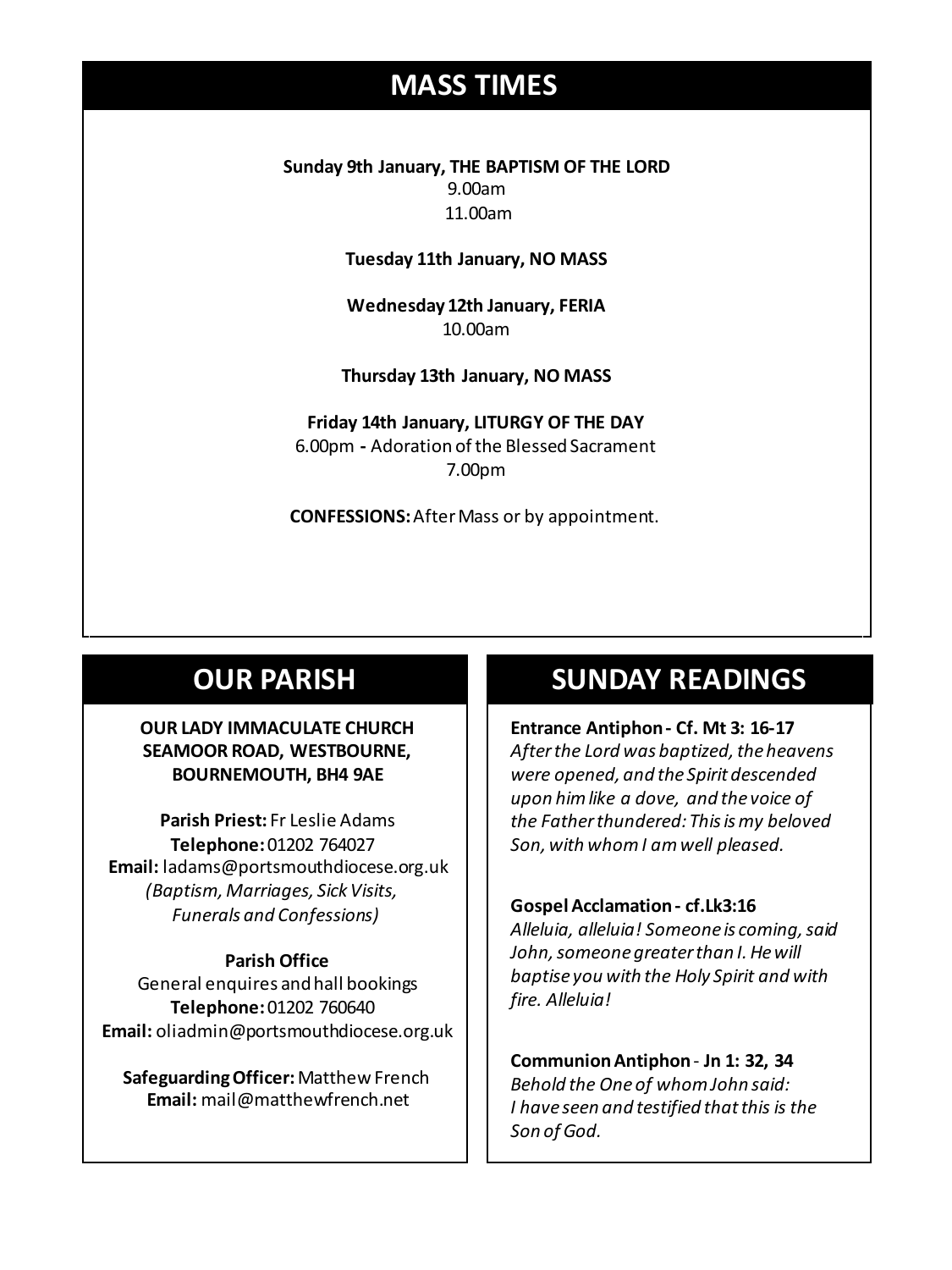## MASS TIMES

**Sunday 9th January, THE BAPTISM OF THE LORD**
9.00am
11.00am

**Tuesday 11th January, NO MASS**

**Wednesday 12th January, FERIA**
10.00am

**Thursday 13th January, NO MASS**

**Friday 14th January, LITURGY OF THE DAY**
6.00pm - Adoration of the Blessed Sacrament
7.00pm

**CONFESSIONS:** After Mass or by appointment.

## OUR PARISH

**OUR LADY IMMACULATE CHURCH**
**SEAMOOR ROAD, WESTBOURNE,**
**BOURNEMOUTH, BH4 9AE**

**Parish Priest:** Fr Leslie Adams
**Telephone:** 01202 764027
**Email:** ladams@portsmouthdiocese.org.uk
*(Baptism, Marriages, Sick Visits, Funerals and Confessions)*

**Parish Office**
General enquires and hall bookings
**Telephone:** 01202 760640
**Email:** oliadmin@portsmouthdiocese.org.uk

**Safeguarding Officer:** Matthew French
**Email:** mail@matthewfrench.net

## SUNDAY READINGS

**Entrance Antiphon - Cf. Mt 3: 16-17**
*After the Lord was baptized, the heavens were opened, and the Spirit descended upon him like a dove, and the voice of the Father thundered: This is my beloved Son, with whom I am well pleased.*

**Gospel Acclamation - cf.Lk3:16**
*Alleluia, alleluia! Someone is coming, said John, someone greater than I. He will baptise you with the Holy Spirit and with fire. Alleluia!*

**Communion Antiphon** - **Jn 1: 32, 34**
*Behold the One of whom John said: I have seen and testified that this is the Son of God.*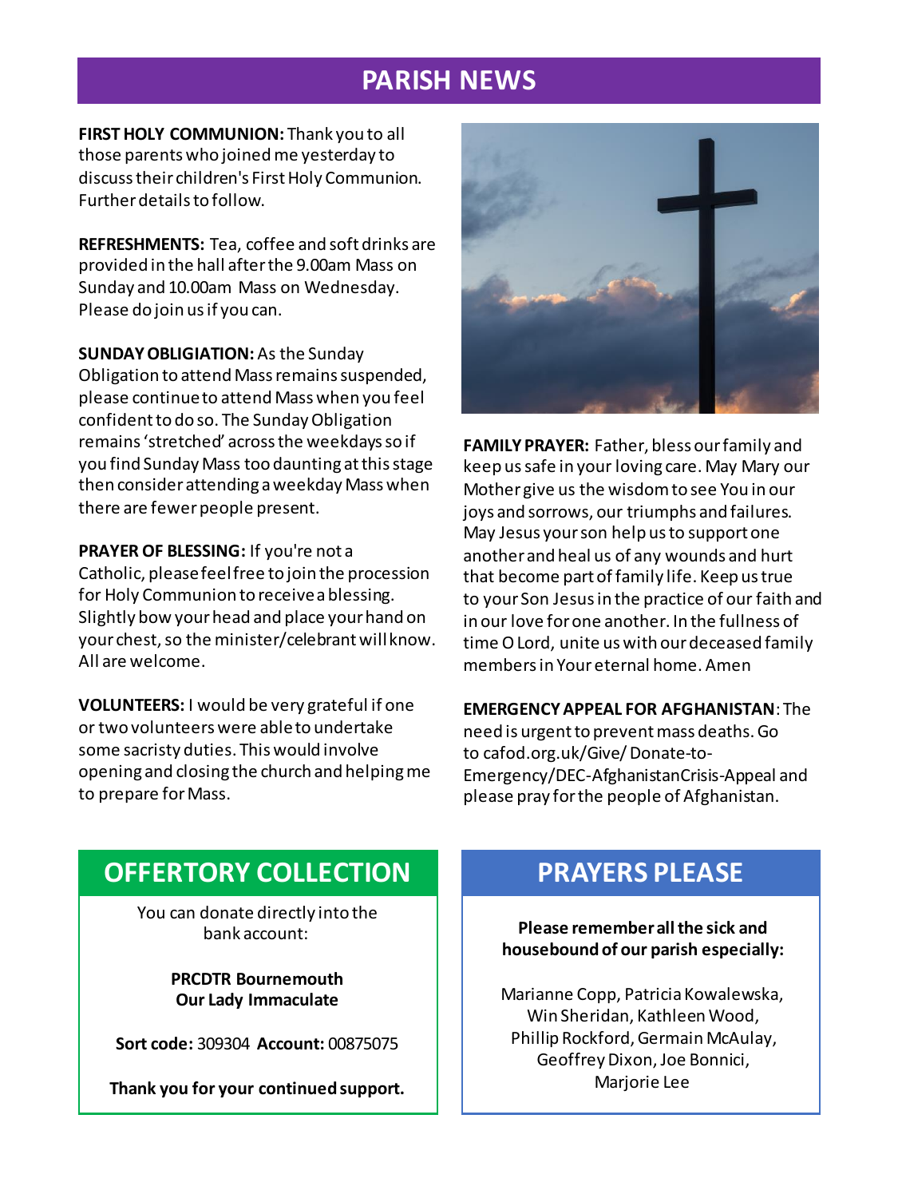# PARISH NEWS

**FIRST HOLY COMMUNION:** Thank you to all those parents who joined me yesterday to discuss their children's First Holy Communion. Further details to follow.

**REFRESHMENTS:** Tea, coffee and soft drinks are provided in the hall after the 9.00am Mass on Sunday and 10.00am Mass on Wednesday. Please do join us if you can.

**SUNDAY OBLIGATION:** As the Sunday Obligation to attend Mass remains suspended, please continue to attend Mass when you feel confident to do so. The Sunday Obligation remains 'stretched' across the weekdays so if you find Sunday Mass too daunting at this stage then consider attending a weekday Mass when there are fewer people present.

**PRAYER OF BLESSING:** If you're not a Catholic, please feel free to join the procession for Holy Communion to receive a blessing. Slightly bow your head and place your hand on your chest, so the minister/celebrant will know. All are welcome.

**VOLUNTEERS:** I would be very grateful if one or two volunteers were able to undertake some sacristy duties. This would involve opening and closing the church and helping me to prepare for Mass.

**FAMILY PRAYER:** Father, bless our family and keep us safe in your loving care. May Mary our Mother give us the wisdom to see You in our joys and sorrows, our triumphs and failures. May Jesus your son help us to support one another and heal us of any wounds and hurt that become part of family life. Keep us true to your Son Jesus in the practice of our faith and in our love for one another. In the fullness of time O Lord, unite us with our deceased family members in Your eternal home. Amen

**EMERGENCY APPEAL FOR AFGHANISTAN**: The need is urgent to prevent mass deaths. Go to cafod.org.uk/Give/ Donate-to-Emergency/DEC-AfghanistanCrisis-Appeal and please pray for the people of Afghanistan.

## OFFERTORY COLLECTION

You can donate directly into the bank account:

**PRCDTR Bournemouth**
**Our Lady Immaculate**

**Sort code:** 309304 **Account:** 00875075

**Thank you for your continued support.**

## PRAYERS PLEASE

**Please remember all the sick and housebound of our parish especially:**

Marianne Copp, Patricia Kowalewska, Win Sheridan, Kathleen Wood, Phillip Rockford, Germain McAulay, Geoffrey Dixon, Joe Bonnici, Marjorie Lee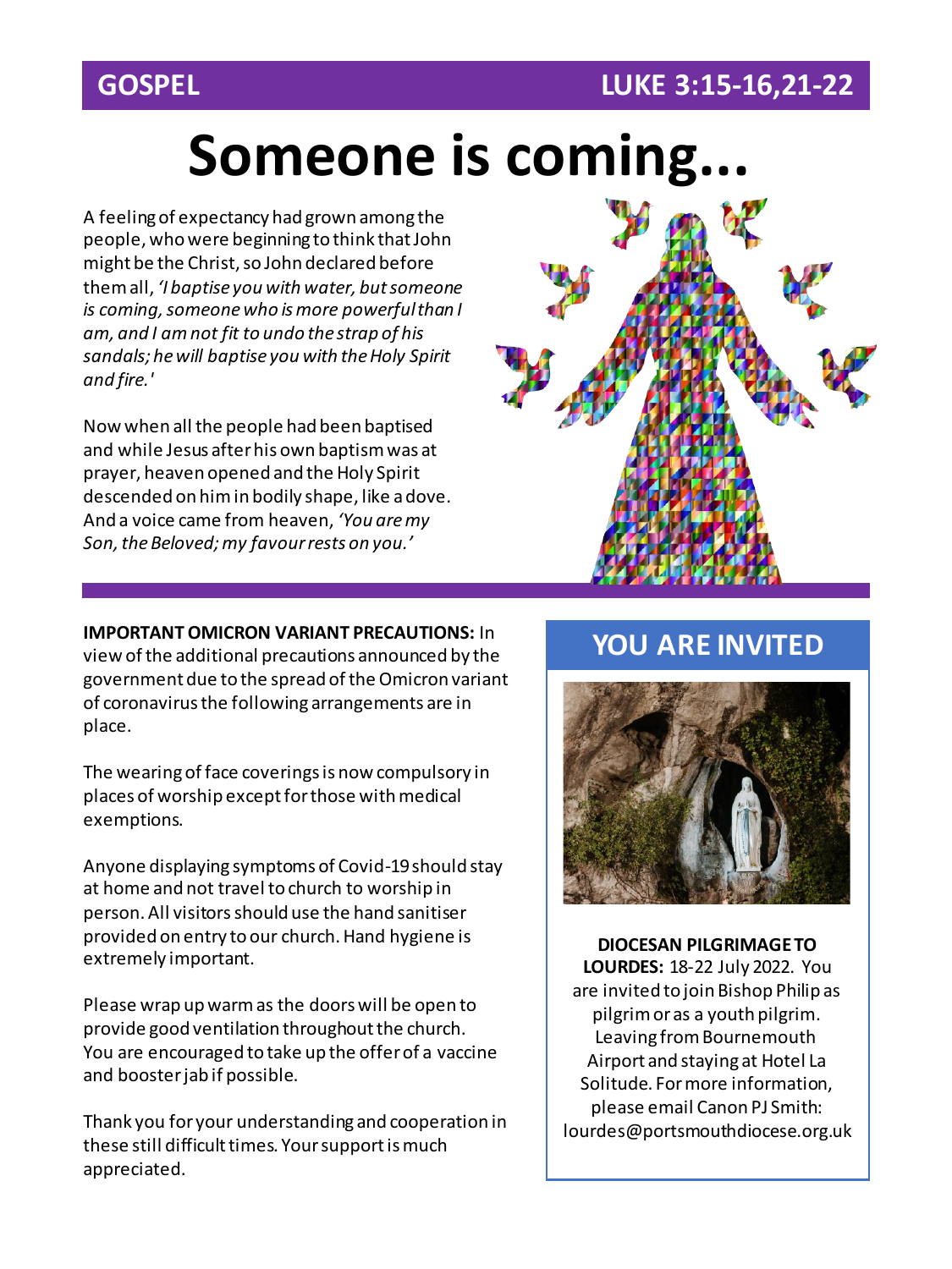## GOSPEL — LUKE 3:15-16,21-22

# Someone is coming...

A feeling of expectancy had grown among the people, who were beginning to think that John might be the Christ, so John declared before them all, *'I baptise you with water, but someone is coming, someone who is more powerful than I am, and I am not fit to undo the strap of his sandals; he will baptise you with the Holy Spirit and fire.'*

Now when all the people had been baptised and while Jesus after his own baptism was at prayer, heaven opened and the Holy Spirit descended on him in bodily shape, like a dove. And a voice came from heaven, *'You are my Son, the Beloved; my favour rests on you.'*

**IMPORTANT OMICRON VARIANT PRECAUTIONS:** In view of the additional precautions announced by the government due to the spread of the Omicron variant of coronavirus the following arrangements are in place.

The wearing of face coverings is now compulsory in places of worship except for those with medical exemptions.

Anyone displaying symptoms of Covid-19 should stay at home and not travel to church to worship in person. All visitors should use the hand sanitiser provided on entry to our church. Hand hygiene is extremely important.

Please wrap up warm as the doors will be open to provide good ventilation throughout the church. You are encouraged to take up the offer of a vaccine and booster jab if possible.

Thank you for your understanding and cooperation in these still difficult times. Your support is much appreciated.

## YOU ARE INVITED

**DIOCESAN PILGRIMAGE TO LOURDES:** 18-22 July 2022. You are invited to join Bishop Philip as pilgrim or as a youth pilgrim. Leaving from Bournemouth Airport and staying at Hotel La Solitude. For more information, please email Canon PJ Smith: lourdes@portsmouthdiocese.org.uk